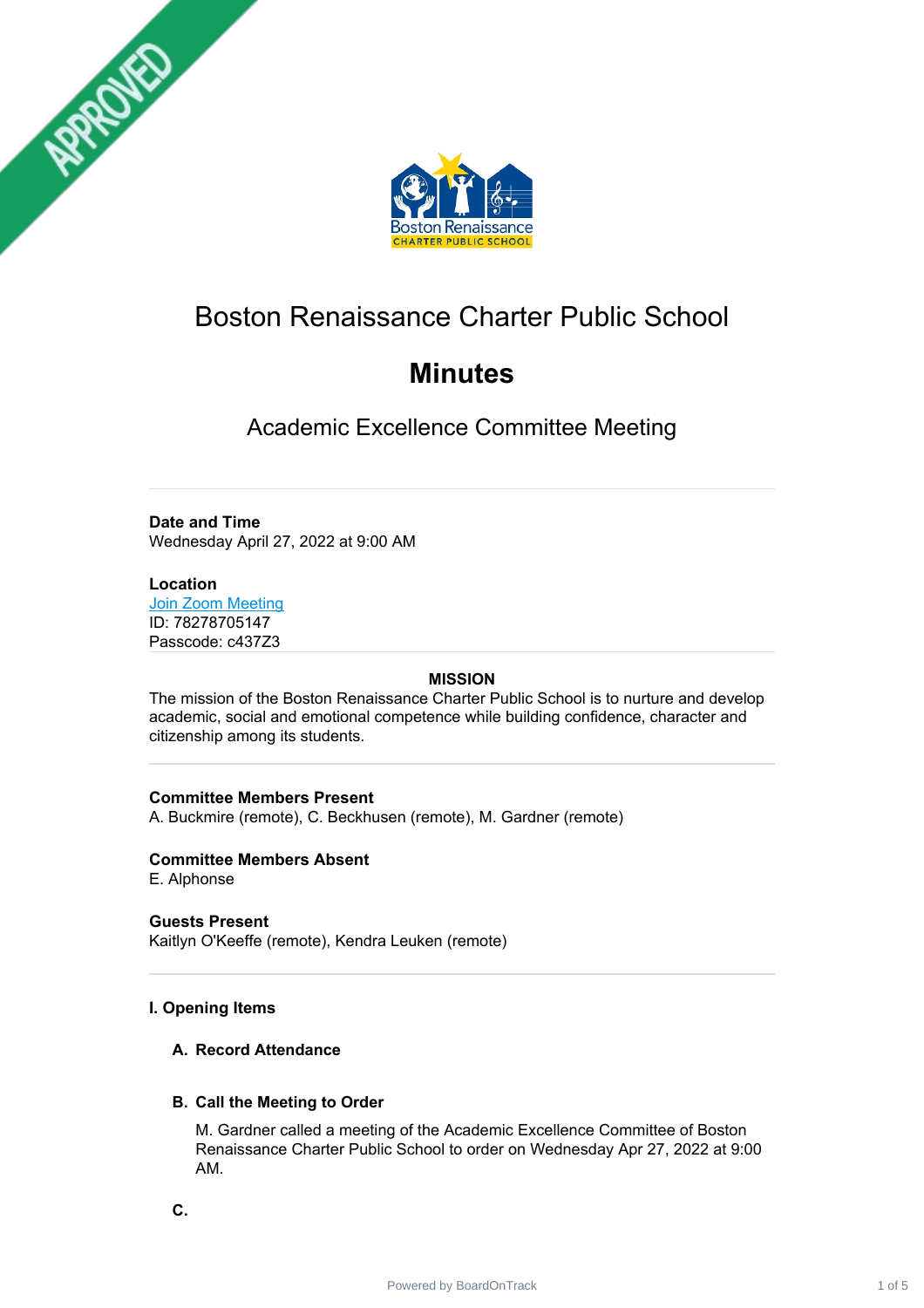# Boston Renaissance Charter Public School

## Minutes

### Academic Excellence Committee Meeting

---

**Date and Time**
Wednesday April 27, 2022 at 9:00 AM

**Location**
[Join Zoom Meeting]
ID: 78278705147
Passcode: c437Z3

---

**MISSION**

The mission of the Boston Renaissance Charter Public School is to nurture and develop academic, social and emotional competence while building confidence, character and citizenship among its students.

---

**Committee Members Present**
A. Buckmire (remote), C. Beckhusen (remote), M. Gardner (remote)

**Committee Members Absent**
E. Alphonse

**Guests Present**
Kaitlyn O'Keeffe (remote), Kendra Leuken (remote)

---

**I. Opening Items**

**A. Record Attendance**

**B. Call the Meeting to Order**

M. Gardner called a meeting of the Academic Excellence Committee of Boston Renaissance Charter Public School to order on Wednesday Apr 27, 2022 at 9:00 AM.

**C.**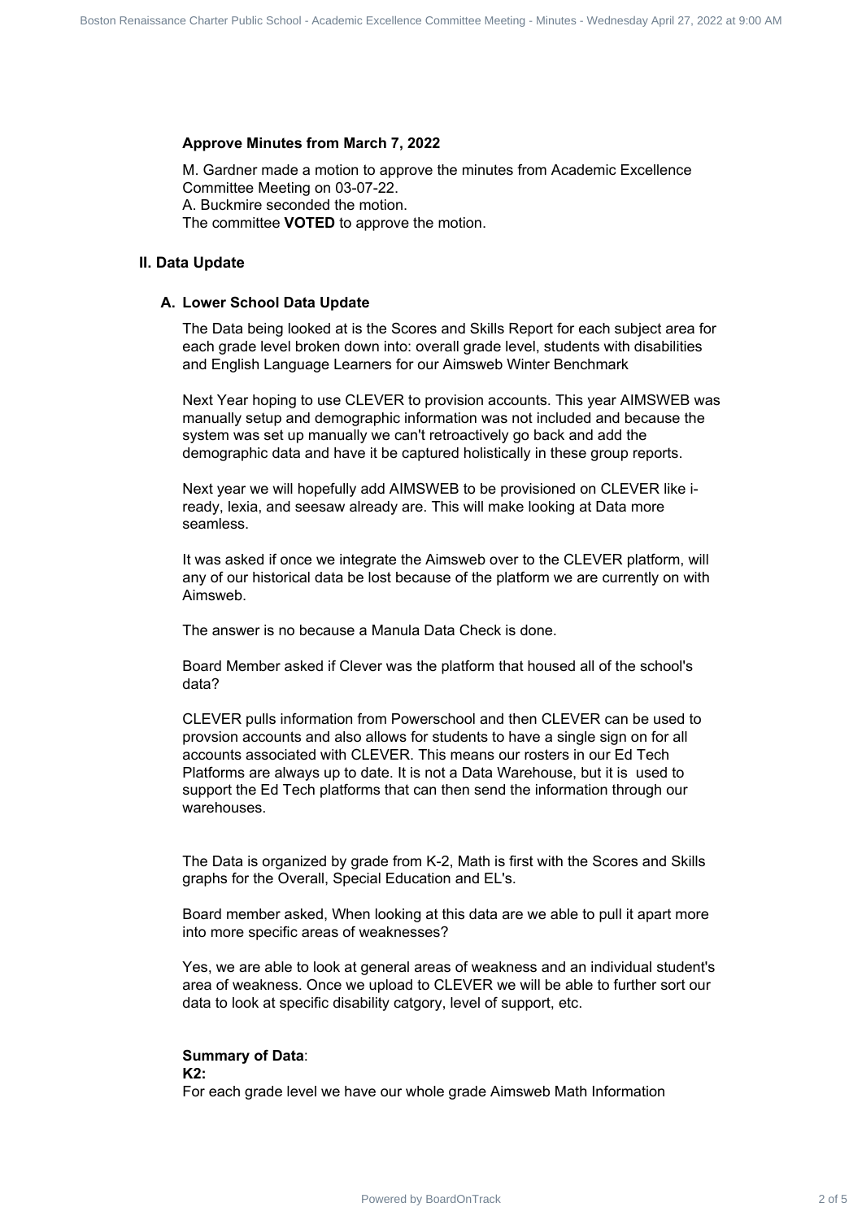**Approve Minutes from March 7, 2022**

M. Gardner made a motion to approve the minutes from Academic Excellence Committee Meeting on 03-07-22.
A. Buckmire seconded the motion.
The committee **VOTED** to approve the motion.

## II. Data Update

### A. Lower School Data Update

The Data being looked at is the Scores and Skills Report for each subject area for each grade level broken down into: overall grade level, students with disabilities and English Language Learners for our Aimsweb Winter Benchmark

Next Year hoping to use CLEVER to provision accounts. This year AIMSWEB was manually setup and demographic information was not included and because the system was set up manually we can't retroactively go back and add the demographic data and have it be captured holistically in these group reports.

Next year we will hopefully add AIMSWEB to be provisioned on CLEVER like i-ready, lexia, and seesaw already are. This will make looking at Data more seamless.

It was asked if once we integrate the Aimsweb over to the CLEVER platform, will any of our historical data be lost because of the platform we are currently on with Aimsweb.

The answer is no because a Manula Data Check is done.

Board Member asked if Clever was the platform that housed all of the school's data?

CLEVER pulls information from Powerschool and then CLEVER can be used to provsion accounts and also allows for students to have a single sign on for all accounts associated with CLEVER. This means our rosters in our Ed Tech Platforms are always up to date. It is not a Data Warehouse, but it is used to support the Ed Tech platforms that can then send the information through our warehouses.

The Data is organized by grade from K-2, Math is first with the Scores and Skills graphs for the Overall, Special Education and EL's.

Board member asked, When looking at this data are we able to pull it apart more into more specific areas of weaknesses?

Yes, we are able to look at general areas of weakness and an individual student's area of weakness. Once we upload to CLEVER we will be able to further sort our data to look at specific disability catgory, level of support, etc.

**Summary of Data**:
**K2:**
For each grade level we have our whole grade Aimsweb Math Information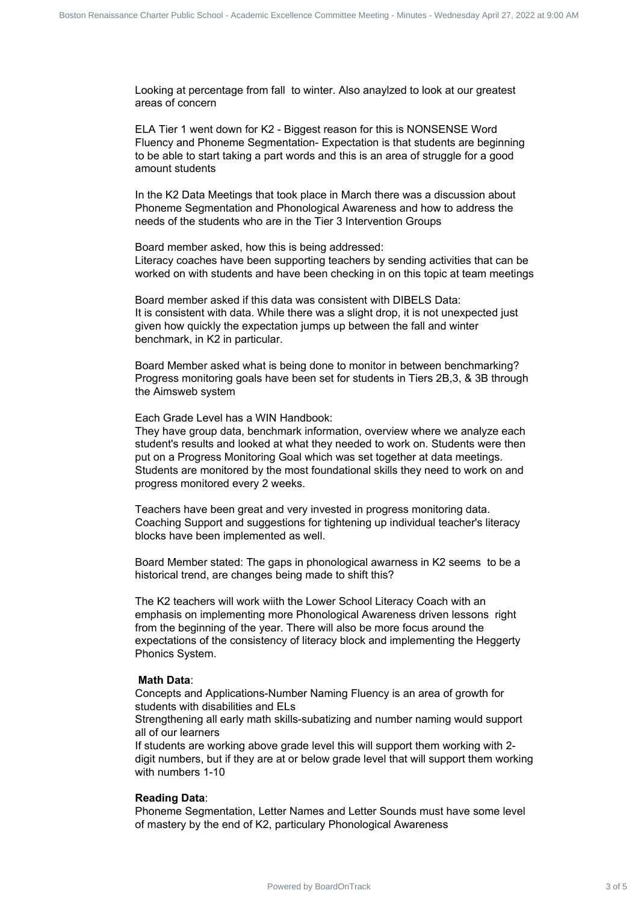Looking at percentage from fall to winter. Also anaylzed to look at our greatest areas of concern

ELA Tier 1 went down for K2 - Biggest reason for this is NONSENSE Word Fluency and Phoneme Segmentation- Expectation is that students are beginning to be able to start taking a part words and this is an area of struggle for a good amount students

In the K2 Data Meetings that took place in March there was a discussion about Phoneme Segmentation and Phonological Awareness and how to address the needs of the students who are in the Tier 3 Intervention Groups

Board member asked, how this is being addressed:
Literacy coaches have been supporting teachers by sending activities that can be worked on with students and have been checking in on this topic at team meetings

Board member asked if this data was consistent with DIBELS Data:
It is consistent with data. While there was a slight drop, it is not unexpected just given how quickly the expectation jumps up between the fall and winter benchmark, in K2 in particular.

Board Member asked what is being done to monitor in between benchmarking?
Progress monitoring goals have been set for students in Tiers 2B,3, & 3B through the Aimsweb system

Each Grade Level has a WIN Handbook:
They have group data, benchmark information, overview where we analyze each student's results and looked at what they needed to work on. Students were then put on a Progress Monitoring Goal which was set together at data meetings. Students are monitored by the most foundational skills they need to work on and progress monitored every 2 weeks.

Teachers have been great and very invested in progress monitoring data. Coaching Support and suggestions for tightening up individual teacher's literacy blocks have been implemented as well.

Board Member stated: The gaps in phonological awarness in K2 seems to be a historical trend, are changes being made to shift this?

The K2 teachers will work wiith the Lower School Literacy Coach with an emphasis on implementing more Phonological Awareness driven lessons right from the beginning of the year. There will also be more focus around the expectations of the consistency of literacy block and implementing the Heggerty Phonics System.

**Math Data**:
Concepts and Applications-Number Naming Fluency is an area of growth for students with disabilities and ELs
Strengthening all early math skills-subatizing and number naming would support all of our learners
If students are working above grade level this will support them working with 2-digit numbers, but if they are at or below grade level that will support them working with numbers 1-10

**Reading Data**:
Phoneme Segmentation, Letter Names and Letter Sounds must have some level of mastery by the end of K2, particulary Phonological Awareness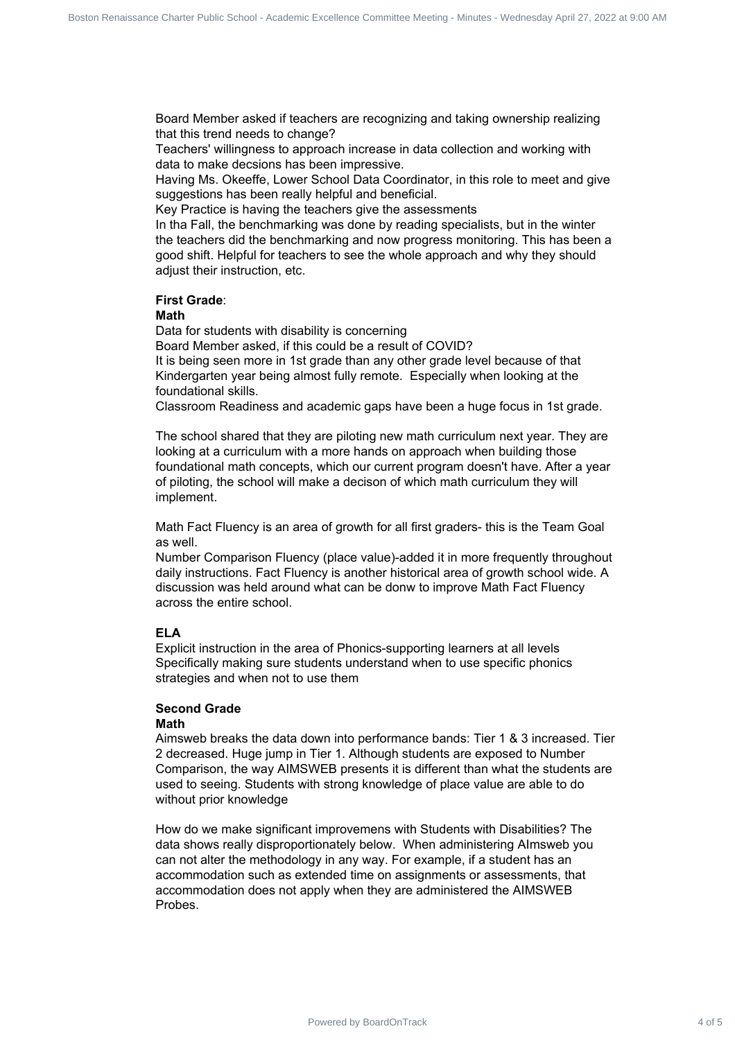Board Member asked if teachers are recognizing and taking ownership realizing that this trend needs to change?
Teachers' willingness to approach increase in data collection and working with data to make decsions has been impressive.
Having Ms. Okeeffe, Lower School Data Coordinator, in this role to meet and give suggestions has been really helpful and beneficial.
Key Practice is having the teachers give the assessments
In tha Fall, the benchmarking was done by reading specialists, but in the winter the teachers did the benchmarking and now progress monitoring. This has been a good shift. Helpful for teachers to see the whole approach and why they should adjust their instruction, etc.

**First Grade**:
**Math**
Data for students with disability is concerning
Board Member asked, if this could be a result of COVID?
It is being seen more in 1st grade than any other grade level because of that Kindergarten year being almost fully remote. Especially when looking at the foundational skills.
Classroom Readiness and academic gaps have been a huge focus in 1st grade.

The school shared that they are piloting new math curriculum next year. They are looking at a curriculum with a more hands on approach when building those foundational math concepts, which our current program doesn't have. After a year of piloting, the school will make a decison of which math curriculum they will implement.

Math Fact Fluency is an area of growth for all first graders- this is the Team Goal as well.
Number Comparison Fluency (place value)-added it in more frequently throughout daily instructions. Fact Fluency is another historical area of growth school wide. A discussion was held around what can be donw to improve Math Fact Fluency across the entire school.

**ELA**
Explicit instruction in the area of Phonics-supporting learners at all levels
Specifically making sure students understand when to use specific phonics strategies and when not to use them

**Second Grade**
**Math**
Aimsweb breaks the data down into performance bands: Tier 1 & 3 increased. Tier 2 decreased. Huge jump in Tier 1. Although students are exposed to Number Comparison, the way AIMSWEB presents it is different than what the students are used to seeing. Students with strong knowledge of place value are able to do without prior knowledge

How do we make significant improvemens with Students with Disabilities? The data shows really disproportionately below. When administering AImsweb you can not alter the methodology in any way. For example, if a student has an accommodation such as extended time on assignments or assessments, that accommodation does not apply when they are administered the AIMSWEB Probes.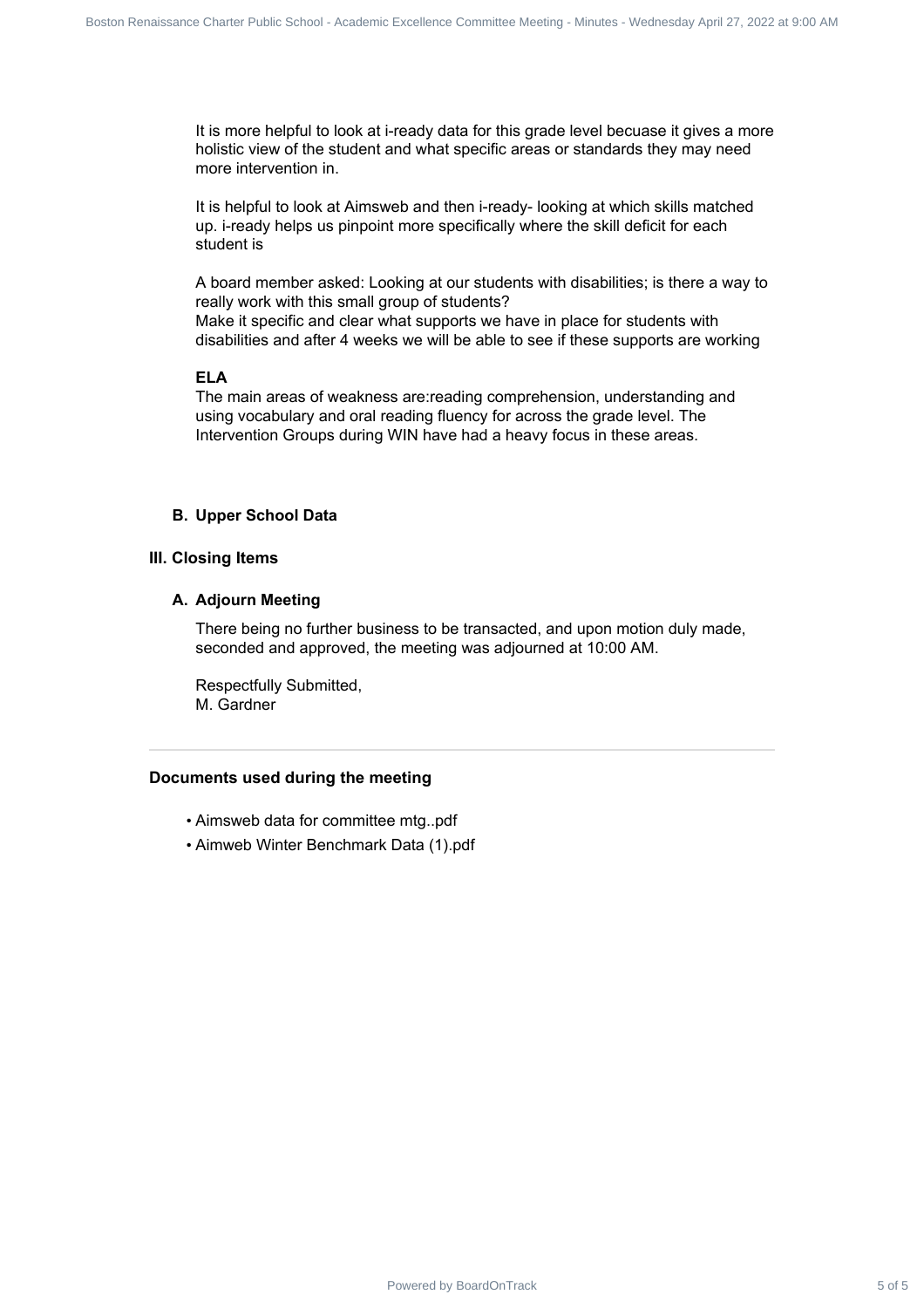It is more helpful to look at i-ready data for this grade level becuase it gives a more holistic view of the student and what specific areas or standards they may need more intervention in.

It is helpful to look at Aimsweb and then i-ready- looking at which skills matched up. i-ready helps us pinpoint more specifically where the skill deficit for each student is

A board member asked: Looking at our students with disabilities; is there a way to really work with this small group of students?
Make it specific and clear what supports we have in place for students with disabilities and after 4 weeks we will be able to see if these supports are working

**ELA**
The main areas of weakness are:reading comprehension, understanding and using vocabulary and oral reading fluency for across the grade level. The Intervention Groups during WIN have had a heavy focus in these areas.

### B. Upper School Data

## III. Closing Items

### A. Adjourn Meeting

There being no further business to be transacted, and upon motion duly made, seconded and approved, the meeting was adjourned at 10:00 AM.

Respectfully Submitted,
M. Gardner

---

### Documents used during the meeting

- Aimsweb data for committee mtg..pdf
- Aimweb Winter Benchmark Data (1).pdf